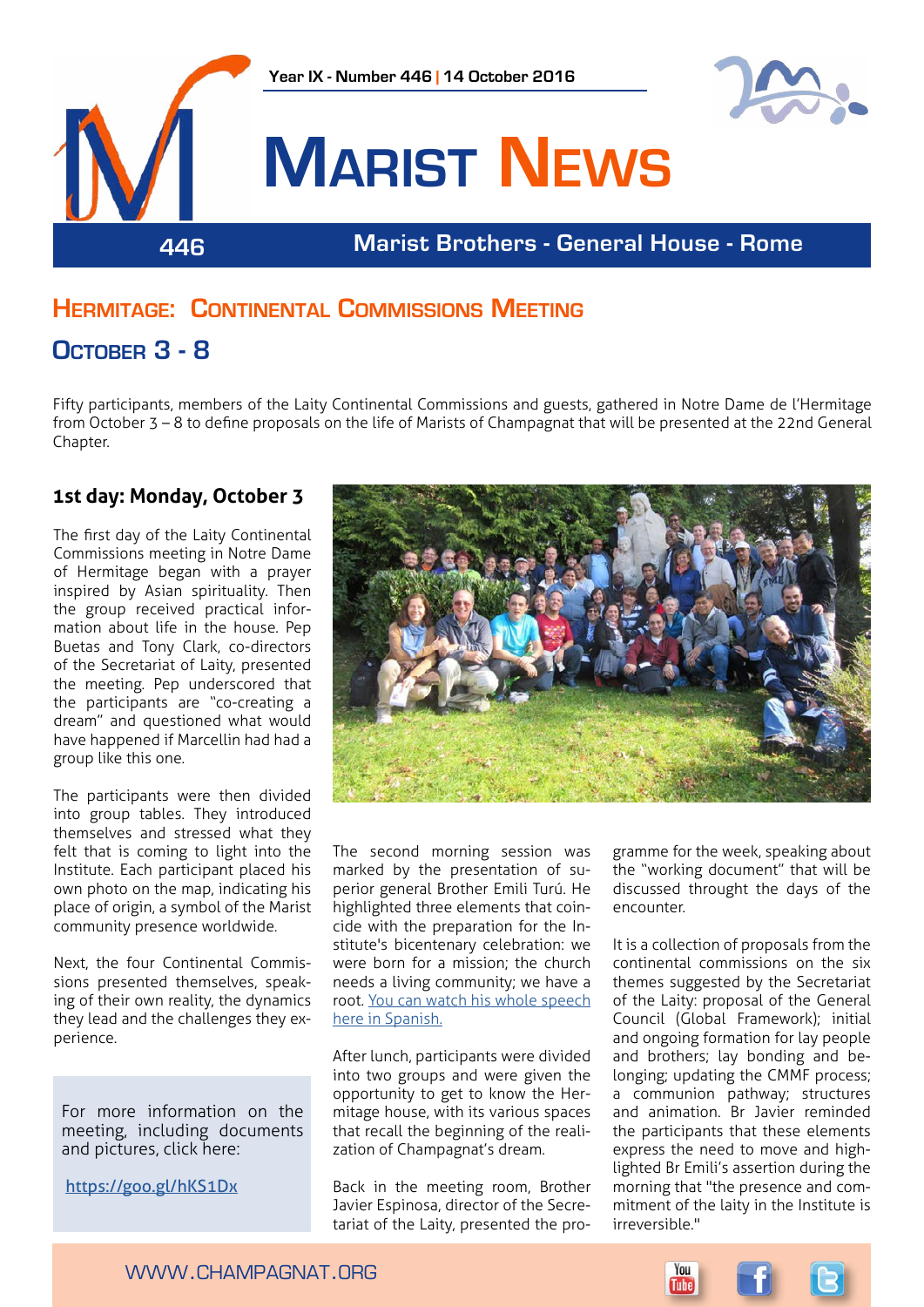Year IX - Number 446 | 14 October 2016

# Marist News

446 — Marist Brothers - General House - Rome

## Hermitage: Continental Commissions Meeting

## October 3 - 8

Fifty participants, members of the Laity Continental Commissions and guests, gathered in Notre Dame de l'Hermitage from October 3 – 8 to define proposals on the life of Marists of Champagnat that will be presented at the 22nd General Chapter.

### 1st day: Monday, October 3

The first day of the Laity Continental Commissions meeting in Notre Dame of Hermitage began with a prayer inspired by Asian spirituality. Then the group received practical information about life in the house. Pep Buetas and Tony Clark, co-directors of the Secretariat of Laity, presented the meeting. Pep underscored that the participants are "co-creating a dream" and questioned what would have happened if Marcellin had had a group like this one.

The participants were then divided into group tables. They introduced themselves and stressed what they felt that is coming to light into the Institute. Each participant placed his own photo on the map, indicating his place of origin, a symbol of the Marist community presence worldwide.

Next, the four Continental Commissions presented themselves, speaking of their own reality, the dynamics they lead and the challenges they experience.

For more information on the meeting, including documents and pictures, click here:

https://goo.gl/hKS1Dx

The second morning session was marked by the presentation of superior general Brother Emili Turú. He highlighted three elements that coincide with the preparation for the Institute's bicentenary celebration: we were born for a mission; the church needs a living community; we have a root. You can watch his whole speech here in Spanish.

After lunch, participants were divided into two groups and were given the opportunity to get to know the Hermitage house, with its various spaces that recall the beginning of the realization of Champagnat's dream.

Back in the meeting room, Brother Javier Espinosa, director of the Secretariat of the Laity, presented the programme for the week, speaking about the "working document" that will be discussed throught the days of the encounter.

It is a collection of proposals from the continental commissions on the six themes suggested by the Secretariat of the Laity: proposal of the General Council (Global Framework); initial and ongoing formation for lay people and brothers; lay bonding and belonging; updating the CMMF process; a communion pathway; structures and animation. Br Javier reminded the participants that these elements express the need to move and highlighted Br Emili's assertion during the morning that "the presence and commitment of the laity in the Institute is irreversible."

WWW.CHAMPAGNAT.ORG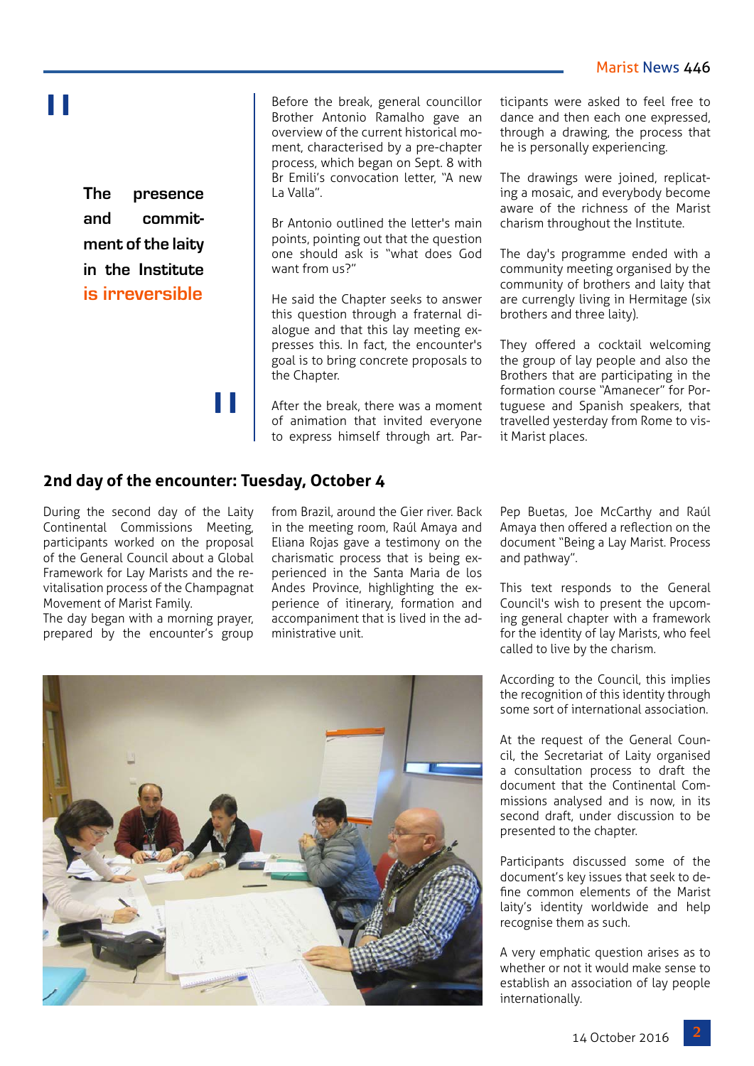> **The presence and commitment of the laity in the Institute is irreversible**

Before the break, general councillor Brother Antonio Ramalho gave an overview of the current historical moment, characterised by a pre-chapter process, which began on Sept. 8 with Br Emili's convocation letter, "A new La Valla".

Br Antonio outlined the letter's main points, pointing out that the question one should ask is "what does God want from us?"

He said the Chapter seeks to answer this question through a fraternal dialogue and that this lay meeting expresses this. In fact, the encounter's goal is to bring concrete proposals to the Chapter.

After the break, there was a moment of animation that invited everyone to express himself through art. Participants were asked to feel free to dance and then each one expressed, through a drawing, the process that he is personally experiencing.

The drawings were joined, replicating a mosaic, and everybody become aware of the richness of the Marist charism throughout the Institute.

The day's programme ended with a community meeting organised by the community of brothers and laity that are currengly living in Hermitage (six brothers and three laity).

They offered a cocktail welcoming the group of lay people and also the Brothers that are participating in the formation course "Amanecer" for Portuguese and Spanish speakers, that travelled yesterday from Rome to visit Marist places.

## 2nd day of the encounter: Tuesday, October 4

During the second day of the Laity Continental Commissions Meeting, participants worked on the proposal of the General Council about a Global Framework for Lay Marists and the revitalisation process of the Champagnat Movement of Marist Family.

The day began with a morning prayer, prepared by the encounter's group from Brazil, around the Gier river. Back in the meeting room, Raúl Amaya and Eliana Rojas gave a testimony on the charismatic process that is being experienced in the Santa Maria de los Andes Province, highlighting the experience of itinerary, formation and accompaniment that is lived in the administrative unit.

Pep Buetas, Joe McCarthy and Raúl Amaya then offered a reflection on the document "Being a Lay Marist. Process and pathway".

This text responds to the General Council's wish to present the upcoming general chapter with a framework for the identity of lay Marists, who feel called to live by the charism.

According to the Council, this implies the recognition of this identity through some sort of international association.

At the request of the General Council, the Secretariat of Laity organised a consultation process to draft the document that the Continental Commissions analysed and is now, in its second draft, under discussion to be presented to the chapter.

Participants discussed some of the document's key issues that seek to define common elements of the Marist laity's identity worldwide and help recognise them as such.

A very emphatic question arises as to whether or not it would make sense to establish an association of lay people internationally.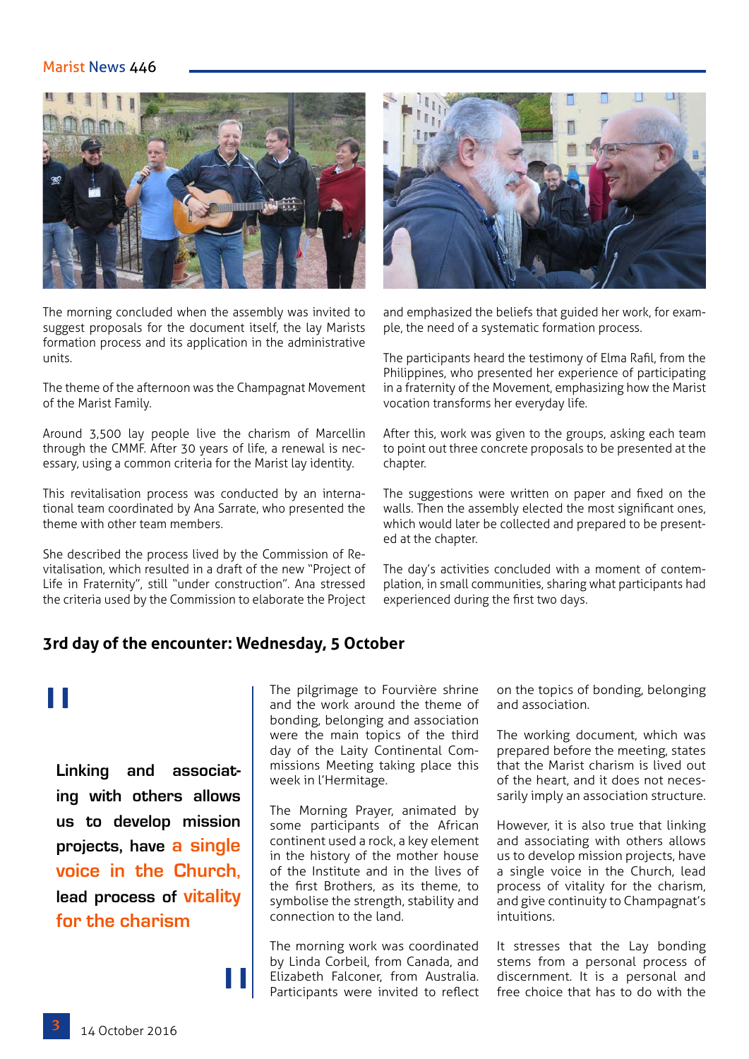The morning concluded when the assembly was invited to suggest proposals for the document itself, the lay Marists formation process and its application in the administrative units.

The theme of the afternoon was the Champagnat Movement of the Marist Family.

Around 3,500 lay people live the charism of Marcellin through the CMMF. After 30 years of life, a renewal is necessary, using a common criteria for the Marist lay identity.

This revitalisation process was conducted by an international team coordinated by Ana Sarrate, who presented the theme with other team members.

She described the process lived by the Commission of Revitalisation, which resulted in a draft of the new "Project of Life in Fraternity", still "under construction". Ana stressed the criteria used by the Commission to elaborate the Project and emphasized the beliefs that guided her work, for example, the need of a systematic formation process.

The participants heard the testimony of Elma Rafil, from the Philippines, who presented her experience of participating in a fraternity of the Movement, emphasizing how the Marist vocation transforms her everyday life.

After this, work was given to the groups, asking each team to point out three concrete proposals to be presented at the chapter.

The suggestions were written on paper and fixed on the walls. Then the assembly elected the most significant ones, which would later be collected and prepared to be presented at the chapter.

The day's activities concluded with a moment of contemplation, in small communities, sharing what participants had experienced during the first two days.

## 3rd day of the encounter: Wednesday, 5 October

> **Linking and associating with others allows us to develop mission projects, have a single voice in the Church, lead process of vitality for the charism**

The pilgrimage to Fourvière shrine and the work around the theme of bonding, belonging and association were the main topics of the third day of the Laity Continental Commissions Meeting taking place this week in l'Hermitage.

The Morning Prayer, animated by some participants of the African continent used a rock, a key element in the history of the mother house of the Institute and in the lives of the first Brothers, as its theme, to symbolise the strength, stability and connection to the land.

The morning work was coordinated by Linda Corbeil, from Canada, and Elizabeth Falconer, from Australia. Participants were invited to reflect on the topics of bonding, belonging and association.

The working document, which was prepared before the meeting, states that the Marist charism is lived out of the heart, and it does not necessarily imply an association structure.

However, it is also true that linking and associating with others allows us to develop mission projects, have a single voice in the Church, lead process of vitality for the charism, and give continuity to Champagnat's intuitions.

It stresses that the Lay bonding stems from a personal process of discernment. It is a personal and free choice that has to do with the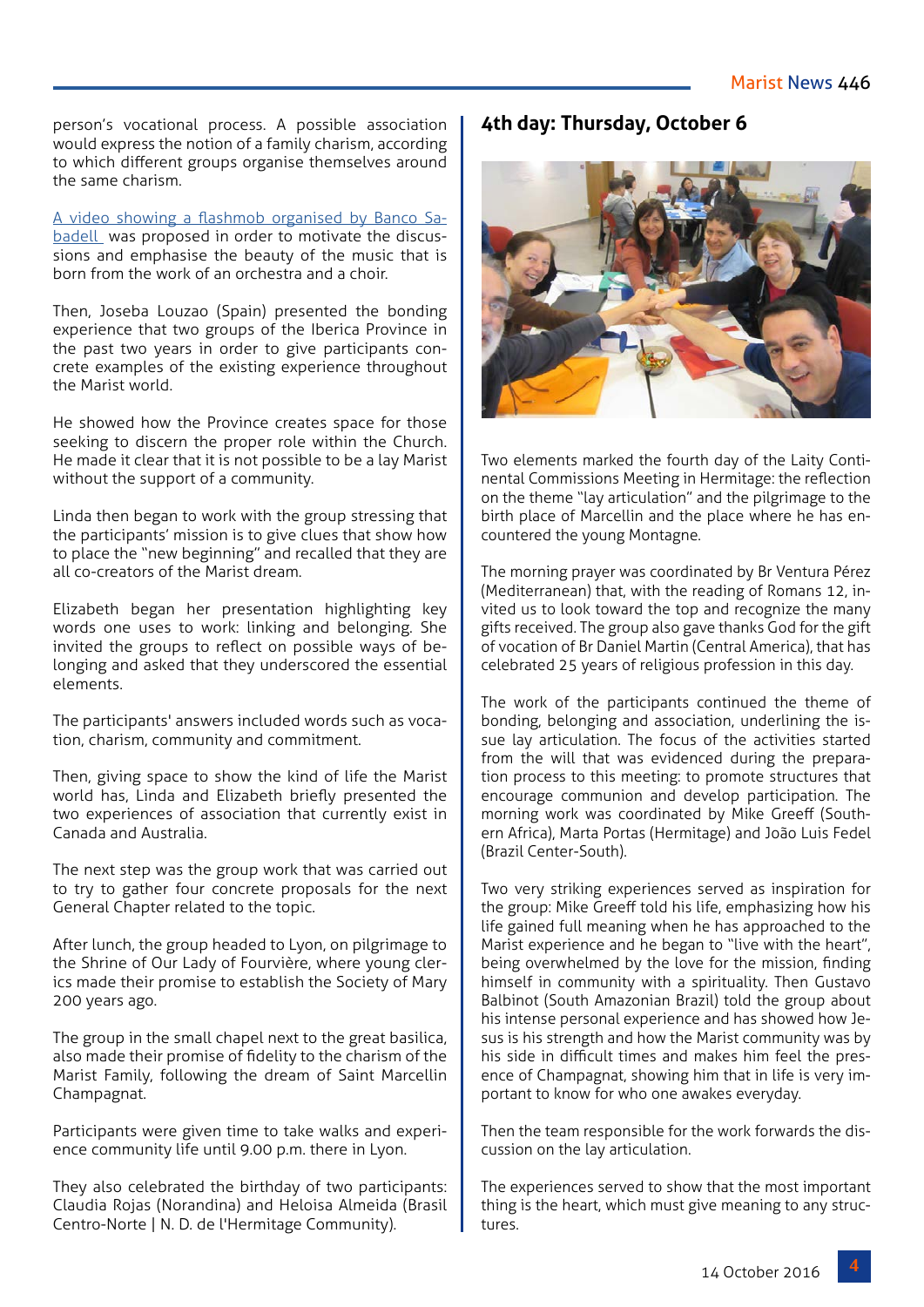person's vocational process. A possible association would express the notion of a family charism, according to which different groups organise themselves around the same charism.

A video showing a flashmob organised by Banco Sabadell was proposed in order to motivate the discussions and emphasise the beauty of the music that is born from the work of an orchestra and a choir.

Then, Joseba Louzao (Spain) presented the bonding experience that two groups of the Iberica Province in the past two years in order to give participants concrete examples of the existing experience throughout the Marist world.

He showed how the Province creates space for those seeking to discern the proper role within the Church. He made it clear that it is not possible to be a lay Marist without the support of a community.

Linda then began to work with the group stressing that the participants' mission is to give clues that show how to place the "new beginning" and recalled that they are all co-creators of the Marist dream.

Elizabeth began her presentation highlighting key words one uses to work: linking and belonging. She invited the groups to reflect on possible ways of belonging and asked that they underscored the essential elements.

The participants' answers included words such as vocation, charism, community and commitment.

Then, giving space to show the kind of life the Marist world has, Linda and Elizabeth briefly presented the two experiences of association that currently exist in Canada and Australia.

The next step was the group work that was carried out to try to gather four concrete proposals for the next General Chapter related to the topic.

After lunch, the group headed to Lyon, on pilgrimage to the Shrine of Our Lady of Fourvière, where young clerics made their promise to establish the Society of Mary 200 years ago.

The group in the small chapel next to the great basilica, also made their promise of fidelity to the charism of the Marist Family, following the dream of Saint Marcellin Champagnat.

Participants were given time to take walks and experience community life until 9.00 p.m. there in Lyon.

They also celebrated the birthday of two participants: Claudia Rojas (Norandina) and Heloisa Almeida (Brasil Centro-Norte | N. D. de l'Hermitage Community).

## 4th day: Thursday, October 6

Two elements marked the fourth day of the Laity Continental Commissions Meeting in Hermitage: the reflection on the theme "lay articulation" and the pilgrimage to the birth place of Marcellin and the place where he has encountered the young Montagne.

The morning prayer was coordinated by Br Ventura Pérez (Mediterranean) that, with the reading of Romans 12, invited us to look toward the top and recognize the many gifts received. The group also gave thanks God for the gift of vocation of Br Daniel Martin (Central America), that has celebrated 25 years of religious profession in this day.

The work of the participants continued the theme of bonding, belonging and association, underlining the issue lay articulation. The focus of the activities started from the will that was evidenced during the preparation process to this meeting: to promote structures that encourage communion and develop participation. The morning work was coordinated by Mike Greeff (Southern Africa), Marta Portas (Hermitage) and João Luis Fedel (Brazil Center-South).

Two very striking experiences served as inspiration for the group: Mike Greeff told his life, emphasizing how his life gained full meaning when he has approached to the Marist experience and he began to "live with the heart", being overwhelmed by the love for the mission, finding himself in community with a spirituality. Then Gustavo Balbinot (South Amazonian Brazil) told the group about his intense personal experience and has showed how Jesus is his strength and how the Marist community was by his side in difficult times and makes him feel the presence of Champagnat, showing him that in life is very important to know for who one awakes everyday.

Then the team responsible for the work forwards the discussion on the lay articulation.

The experiences served to show that the most important thing is the heart, which must give meaning to any structures.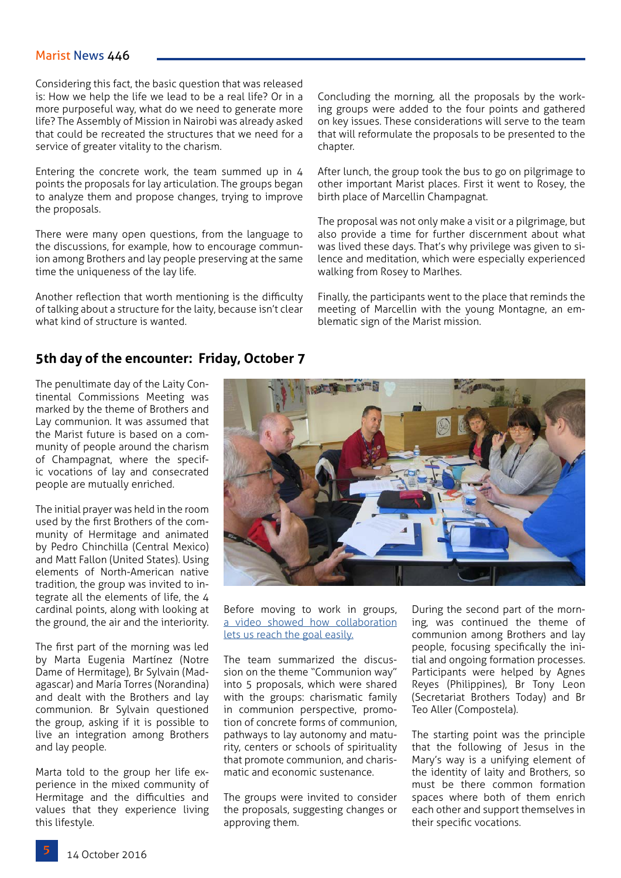Considering this fact, the basic question that was released is: How we help the life we lead to be a real life? Or in a more purposeful way, what do we need to generate more life? The Assembly of Mission in Nairobi was already asked that could be recreated the structures that we need for a service of greater vitality to the charism.

Entering the concrete work, the team summed up in 4 points the proposals for lay articulation. The groups began to analyze them and propose changes, trying to improve the proposals.

There were many open questions, from the language to the discussions, for example, how to encourage communion among Brothers and lay people preserving at the same time the uniqueness of the lay life.

Another reflection that worth mentioning is the difficulty of talking about a structure for the laity, because isn't clear what kind of structure is wanted.

Concluding the morning, all the proposals by the working groups were added to the four points and gathered on key issues. These considerations will serve to the team that will reformulate the proposals to be presented to the chapter.

After lunch, the group took the bus to go on pilgrimage to other important Marist places. First it went to Rosey, the birth place of Marcellin Champagnat.

The proposal was not only make a visit or a pilgrimage, but also provide a time for further discernment about what was lived these days. That's why privilege was given to silence and meditation, which were especially experienced walking from Rosey to Marlhes.

Finally, the participants went to the place that reminds the meeting of Marcellin with the young Montagne, an emblematic sign of the Marist mission.

## 5th day of the encounter: Friday, October 7

The penultimate day of the Laity Continental Commissions Meeting was marked by the theme of Brothers and Lay communion. It was assumed that the Marist future is based on a community of people around the charism of Champagnat, where the specific vocations of lay and consecrated people are mutually enriched.

The initial prayer was held in the room used by the first Brothers of the community of Hermitage and animated by Pedro Chinchilla (Central Mexico) and Matt Fallon (United States). Using elements of North-American native tradition, the group was invited to integrate all the elements of life, the 4 cardinal points, along with looking at the ground, the air and the interiority.

The first part of the morning was led by Marta Eugenia Martínez (Notre Dame of Hermitage), Br Sylvain (Madagascar) and María Torres (Norandina) and dealt with the Brothers and lay communion. Br Sylvain questioned the group, asking if it is possible to live an integration among Brothers and lay people.

Marta told to the group her life experience in the mixed community of Hermitage and the difficulties and values that they experience living this lifestyle.

Before moving to work in groups, a video showed how collaboration lets us reach the goal easily.

The team summarized the discussion on the theme "Communion way" into 5 proposals, which were shared with the groups: charismatic family in communion perspective, promotion of concrete forms of communion, pathways to lay autonomy and maturity, centers or schools of spirituality that promote communion, and charismatic and economic sustenance.

The groups were invited to consider the proposals, suggesting changes or approving them.

During the second part of the morning, was continued the theme of communion among Brothers and lay people, focusing specifically the initial and ongoing formation processes. Participants were helped by Agnes Reyes (Philippines), Br Tony Leon (Secretariat Brothers Today) and Br Teo Aller (Compostela).

The starting point was the principle that the following of Jesus in the Mary's way is a unifying element of the identity of laity and Brothers, so must be there common formation spaces where both of them enrich each other and support themselves in their specific vocations.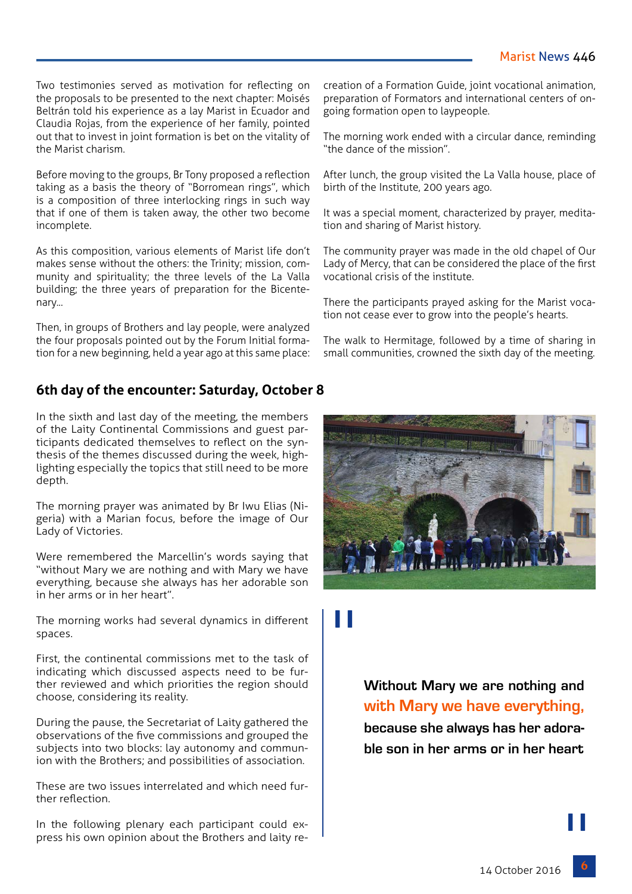Two testimonies served as motivation for reflecting on the proposals to be presented to the next chapter: Moisés Beltrán told his experience as a lay Marist in Ecuador and Claudia Rojas, from the experience of her family, pointed out that to invest in joint formation is bet on the vitality of the Marist charism.

Before moving to the groups, Br Tony proposed a reflection taking as a basis the theory of "Borromean rings", which is a composition of three interlocking rings in such way that if one of them is taken away, the other two become incomplete.

As this composition, various elements of Marist life don't makes sense without the others: the Trinity; mission, community and spirituality; the three levels of the La Valla building; the three years of preparation for the Bicentenary...

Then, in groups of Brothers and lay people, were analyzed the four proposals pointed out by the Forum Initial formation for a new beginning, held a year ago at this same place: creation of a Formation Guide, joint vocational animation, preparation of Formators and international centers of ongoing formation open to laypeople.

The morning work ended with a circular dance, reminding "the dance of the mission".

After lunch, the group visited the La Valla house, place of birth of the Institute, 200 years ago.

It was a special moment, characterized by prayer, meditation and sharing of Marist history.

The community prayer was made in the old chapel of Our Lady of Mercy, that can be considered the place of the first vocational crisis of the institute.

There the participants prayed asking for the Marist vocation not cease ever to grow into the people's hearts.

The walk to Hermitage, followed by a time of sharing in small communities, crowned the sixth day of the meeting.

## 6th day of the encounter: Saturday, October 8

In the sixth and last day of the meeting, the members of the Laity Continental Commissions and guest participants dedicated themselves to reflect on the synthesis of the themes discussed during the week, highlighting especially the topics that still need to be more depth.

The morning prayer was animated by Br Iwu Elias (Nigeria) with a Marian focus, before the image of Our Lady of Victories.

Were remembered the Marcellin's words saying that "without Mary we are nothing and with Mary we have everything, because she always has her adorable son in her arms or in her heart".

The morning works had several dynamics in different spaces.

First, the continental commissions met to the task of indicating which discussed aspects need to be further reviewed and which priorities the region should choose, considering its reality.

During the pause, the Secretariat of Laity gathered the observations of the five commissions and grouped the subjects into two blocks: lay autonomy and communion with the Brothers; and possibilities of association.

These are two issues interrelated and which need further reflection.

In the following plenary each participant could express his own opinion about the Brothers and laity re-

> **Without Mary we are nothing and with Mary we have everything, because she always has her adorable son in her arms or in her heart**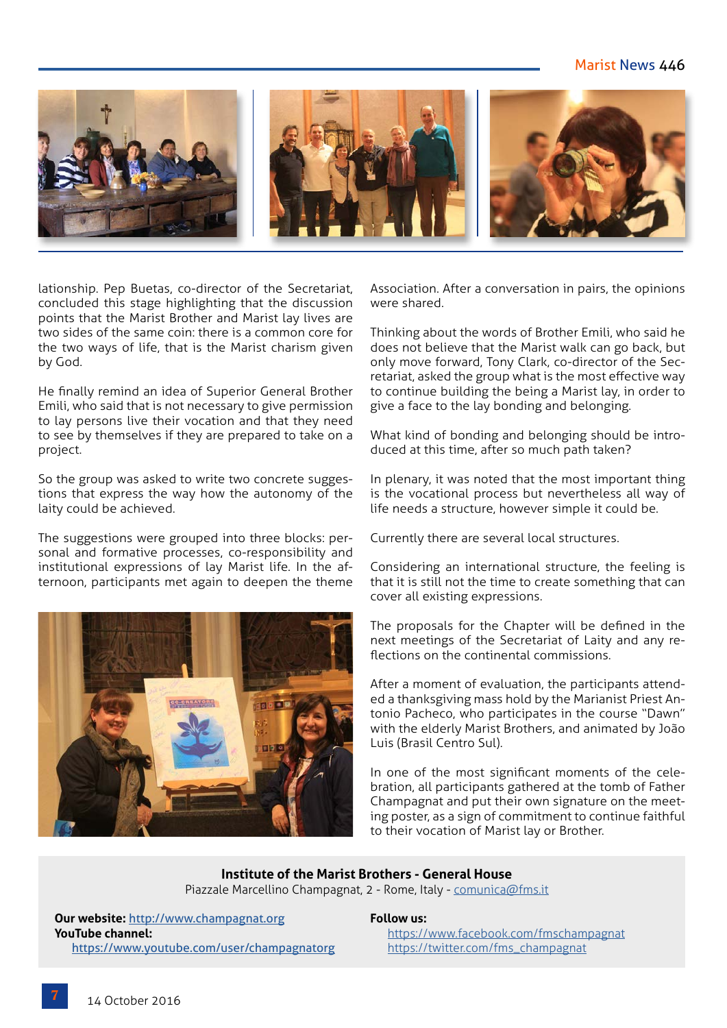lationship. Pep Buetas, co-director of the Secretariat, concluded this stage highlighting that the discussion points that the Marist Brother and Marist lay lives are two sides of the same coin: there is a common core for the two ways of life, that is the Marist charism given by God.

He finally remind an idea of Superior General Brother Emili, who said that is not necessary to give permission to lay persons live their vocation and that they need to see by themselves if they are prepared to take on a project.

So the group was asked to write two concrete suggestions that express the way how the autonomy of the laity could be achieved.

The suggestions were grouped into three blocks: personal and formative processes, co-responsibility and institutional expressions of lay Marist life. In the afternoon, participants met again to deepen the theme Association. After a conversation in pairs, the opinions were shared.

Thinking about the words of Brother Emili, who said he does not believe that the Marist walk can go back, but only move forward, Tony Clark, co-director of the Secretariat, asked the group what is the most effective way to continue building the being a Marist lay, in order to give a face to the lay bonding and belonging.

What kind of bonding and belonging should be introduced at this time, after so much path taken?

In plenary, it was noted that the most important thing is the vocational process but nevertheless all way of life needs a structure, however simple it could be.

Currently there are several local structures.

Considering an international structure, the feeling is that it is still not the time to create something that can cover all existing expressions.

The proposals for the Chapter will be defined in the next meetings of the Secretariat of Laity and any reflections on the continental commissions.

After a moment of evaluation, the participants attended a thanksgiving mass hold by the Marianist Priest Antonio Pacheco, who participates in the course "Dawn" with the elderly Marist Brothers, and animated by João Luis (Brasil Centro Sul).

In one of the most significant moments of the celebration, all participants gathered at the tomb of Father Champagnat and put their own signature on the meeting poster, as a sign of commitment to continue faithful to their vocation of Marist lay or Brother.

**Institute of the Marist Brothers - General House**
Piazzale Marcellino Champagnat, 2 - Rome, Italy - comunica@fms.it

**Our website:** http://www.champagnat.org
**YouTube channel:**
https://www.youtube.com/user/champagnatorg

**Follow us:**
https://www.facebook.com/fmschampagnat
https://twitter.com/fms_champagnat

14 October 2016